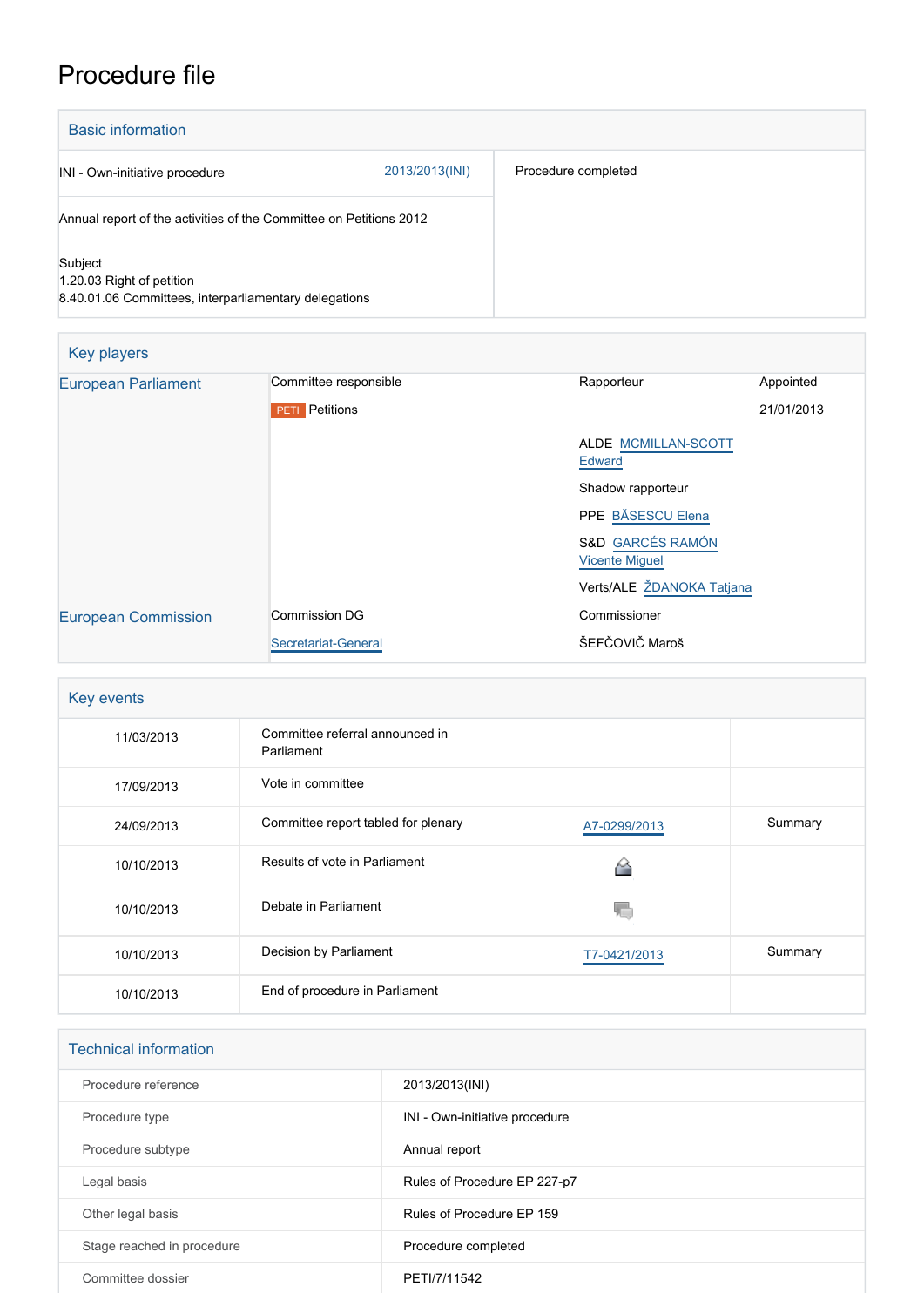# Procedure file

## Basic information

| | | |
|---|---|---|
| INI - Own-initiative procedure | 2013/2013(INI) | Procedure completed |
| Annual report of the activities of the Committee on Petitions 2012 | | |
| Subject<br>1.20.03 Right of petition<br>8.40.01.06 Committees, interparliamentary delegations | | |

## Key players

| | | | |
|---|---|---|---|
| European Parliament | Committee responsible | Rapporteur | Appointed |
| | PETI Petitions | | 21/01/2013 |
| | | ALDE MCMILLAN-SCOTT Edward | |
| | | Shadow rapporteur | |
| | | PPE BĂSESCU Elena | |
| | | S&D GARCÉS RAMÓN Vicente Miguel | |
| | | Verts/ALE ŽDANOKA Tatjana | |
| European Commission | Commission DG | Commissioner | |
| | Secretariat-General | ŠEFČOVIČ Maroš | |

## Key events

| | | | |
|---|---|---|---|
| 11/03/2013 | Committee referral announced in Parliament | | |
| 17/09/2013 | Vote in committee | | |
| 24/09/2013 | Committee report tabled for plenary | A7-0299/2013 | Summary |
| 10/10/2013 | Results of vote in Parliament | | |
| 10/10/2013 | Debate in Parliament | | |
| 10/10/2013 | Decision by Parliament | T7-0421/2013 | Summary |
| 10/10/2013 | End of procedure in Parliament | | |

## Technical information

| | |
|---|---|
| Procedure reference | 2013/2013(INI) |
| Procedure type | INI - Own-initiative procedure |
| Procedure subtype | Annual report |
| Legal basis | Rules of Procedure EP 227-p7 |
| Other legal basis | Rules of Procedure EP 159 |
| Stage reached in procedure | Procedure completed |
| Committee dossier | PETI/7/11542 |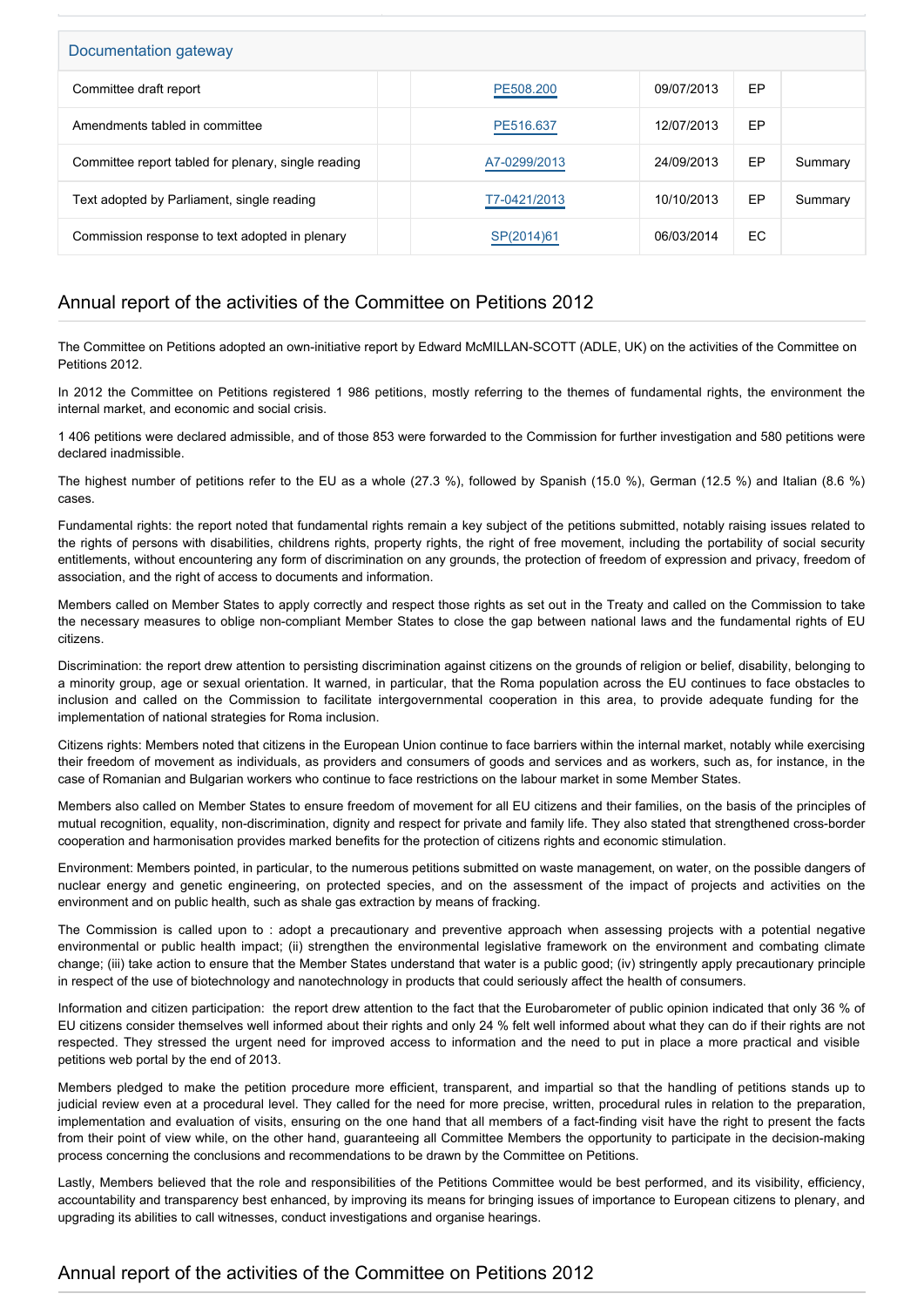| Documentation gateway | | | | | |
|---|---|---|---|---|---|
| Committee draft report | | PE508.200 | 09/07/2013 | EP | |
| Amendments tabled in committee | | PE516.637 | 12/07/2013 | EP | |
| Committee report tabled for plenary, single reading | | A7-0299/2013 | 24/09/2013 | EP | Summary |
| Text adopted by Parliament, single reading | | T7-0421/2013 | 10/10/2013 | EP | Summary |
| Commission response to text adopted in plenary | | SP(2014)61 | 06/03/2014 | EC | |

## Annual report of the activities of the Committee on Petitions 2012

The Committee on Petitions adopted an own-initiative report by Edward McMILLAN-SCOTT (ADLE, UK) on the activities of the Committee on Petitions 2012.

In 2012 the Committee on Petitions registered 1 986 petitions, mostly referring to the themes of fundamental rights, the environment the internal market, and economic and social crisis.

1 406 petitions were declared admissible, and of those 853 were forwarded to the Commission for further investigation and 580 petitions were declared inadmissible.

The highest number of petitions refer to the EU as a whole (27.3 %), followed by Spanish (15.0 %), German (12.5 %) and Italian (8.6 %) cases.

Fundamental rights: the report noted that fundamental rights remain a key subject of the petitions submitted, notably raising issues related to the rights of persons with disabilities, childrens rights, property rights, the right of free movement, including the portability of social security entitlements, without encountering any form of discrimination on any grounds, the protection of freedom of expression and privacy, freedom of association, and the right of access to documents and information.

Members called on Member States to apply correctly and respect those rights as set out in the Treaty and called on the Commission to take the necessary measures to oblige non-compliant Member States to close the gap between national laws and the fundamental rights of EU citizens.

Discrimination: the report drew attention to persisting discrimination against citizens on the grounds of religion or belief, disability, belonging to a minority group, age or sexual orientation. It warned, in particular, that the Roma population across the EU continues to face obstacles to inclusion and called on the Commission to facilitate intergovernmental cooperation in this area, to provide adequate funding for the implementation of national strategies for Roma inclusion.

Citizens rights: Members noted that citizens in the European Union continue to face barriers within the internal market, notably while exercising their freedom of movement as individuals, as providers and consumers of goods and services and as workers, such as, for instance, in the case of Romanian and Bulgarian workers who continue to face restrictions on the labour market in some Member States.

Members also called on Member States to ensure freedom of movement for all EU citizens and their families, on the basis of the principles of mutual recognition, equality, non-discrimination, dignity and respect for private and family life. They also stated that strengthened cross-border cooperation and harmonisation provides marked benefits for the protection of citizens rights and economic stimulation.

Environment: Members pointed, in particular, to the numerous petitions submitted on waste management, on water, on the possible dangers of nuclear energy and genetic engineering, on protected species, and on the assessment of the impact of projects and activities on the environment and on public health, such as shale gas extraction by means of fracking.

The Commission is called upon to : adopt a precautionary and preventive approach when assessing projects with a potential negative environmental or public health impact; (ii) strengthen the environmental legislative framework on the environment and combating climate change; (iii) take action to ensure that the Member States understand that water is a public good; (iv) stringently apply precautionary principle in respect of the use of biotechnology and nanotechnology in products that could seriously affect the health of consumers.

Information and citizen participation: the report drew attention to the fact that the Eurobarometer of public opinion indicated that only 36 % of EU citizens consider themselves well informed about their rights and only 24 % felt well informed about what they can do if their rights are not respected. They stressed the urgent need for improved access to information and the need to put in place a more practical and visible petitions web portal by the end of 2013.

Members pledged to make the petition procedure more efficient, transparent, and impartial so that the handling of petitions stands up to judicial review even at a procedural level. They called for the need for more precise, written, procedural rules in relation to the preparation, implementation and evaluation of visits, ensuring on the one hand that all members of a fact-finding visit have the right to present the facts from their point of view while, on the other hand, guaranteeing all Committee Members the opportunity to participate in the decision-making process concerning the conclusions and recommendations to be drawn by the Committee on Petitions.

Lastly, Members believed that the role and responsibilities of the Petitions Committee would be best performed, and its visibility, efficiency, accountability and transparency best enhanced, by improving its means for bringing issues of importance to European citizens to plenary, and upgrading its abilities to call witnesses, conduct investigations and organise hearings.

## Annual report of the activities of the Committee on Petitions 2012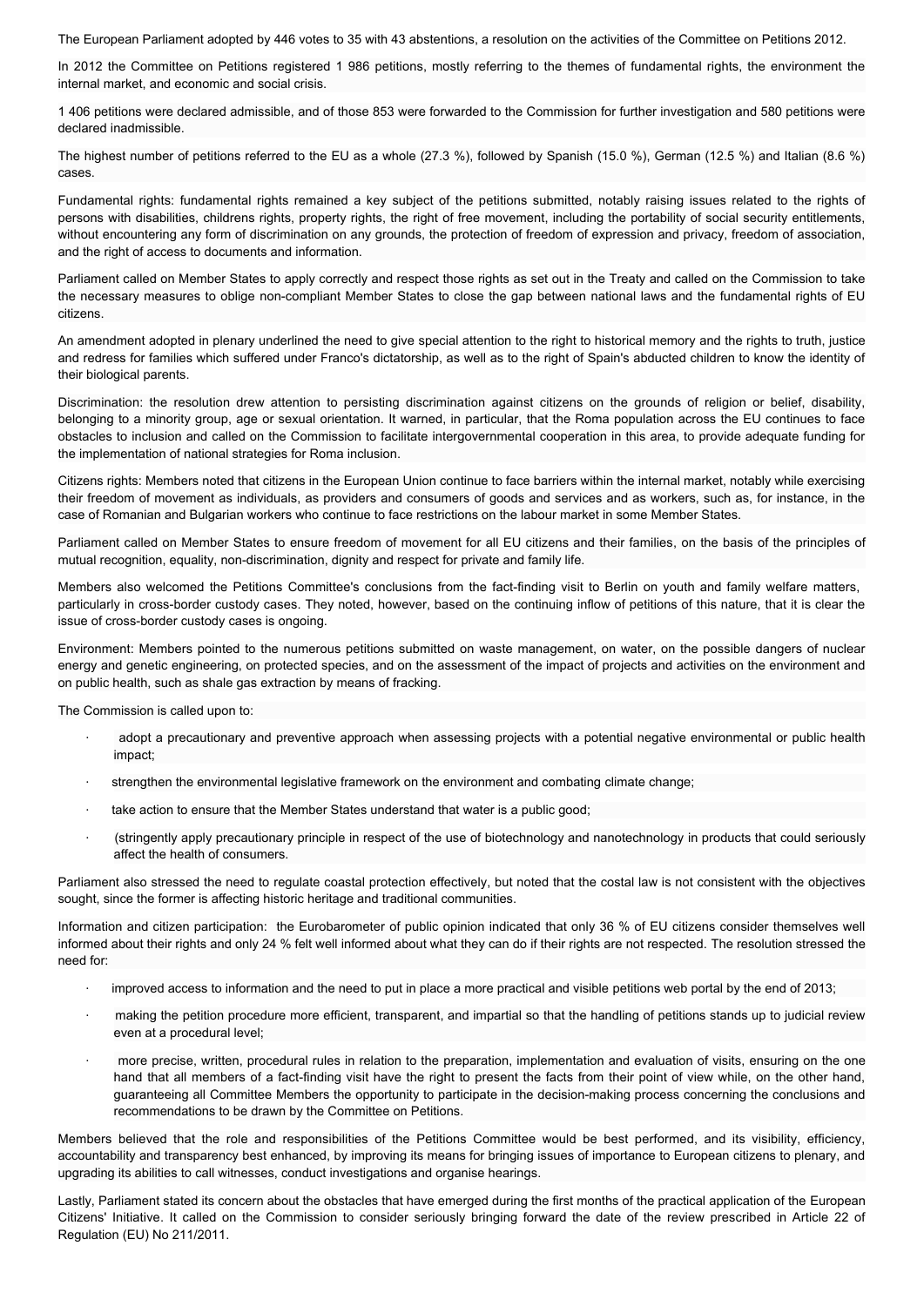The European Parliament adopted by 446 votes to 35 with 43 abstentions, a resolution on the activities of the Committee on Petitions 2012.

In 2012 the Committee on Petitions registered 1 986 petitions, mostly referring to the themes of fundamental rights, the environment the internal market, and economic and social crisis.

1 406 petitions were declared admissible, and of those 853 were forwarded to the Commission for further investigation and 580 petitions were declared inadmissible.

The highest number of petitions referred to the EU as a whole (27.3 %), followed by Spanish (15.0 %), German (12.5 %) and Italian (8.6 %) cases.

Fundamental rights: fundamental rights remained a key subject of the petitions submitted, notably raising issues related to the rights of persons with disabilities, childrens rights, property rights, the right of free movement, including the portability of social security entitlements, without encountering any form of discrimination on any grounds, the protection of freedom of expression and privacy, freedom of association, and the right of access to documents and information.

Parliament called on Member States to apply correctly and respect those rights as set out in the Treaty and called on the Commission to take the necessary measures to oblige non-compliant Member States to close the gap between national laws and the fundamental rights of EU citizens.

An amendment adopted in plenary underlined the need to give special attention to the right to historical memory and the rights to truth, justice and redress for families which suffered under Franco's dictatorship, as well as to the right of Spain's abducted children to know the identity of their biological parents.

Discrimination: the resolution drew attention to persisting discrimination against citizens on the grounds of religion or belief, disability, belonging to a minority group, age or sexual orientation. It warned, in particular, that the Roma population across the EU continues to face obstacles to inclusion and called on the Commission to facilitate intergovernmental cooperation in this area, to provide adequate funding for the implementation of national strategies for Roma inclusion.

Citizens rights: Members noted that citizens in the European Union continue to face barriers within the internal market, notably while exercising their freedom of movement as individuals, as providers and consumers of goods and services and as workers, such as, for instance, in the case of Romanian and Bulgarian workers who continue to face restrictions on the labour market in some Member States.

Parliament called on Member States to ensure freedom of movement for all EU citizens and their families, on the basis of the principles of mutual recognition, equality, non-discrimination, dignity and respect for private and family life.

Members also welcomed the Petitions Committee's conclusions from the fact-finding visit to Berlin on youth and family welfare matters, particularly in cross-border custody cases. They noted, however, based on the continuing inflow of petitions of this nature, that it is clear the issue of cross-border custody cases is ongoing.

Environment: Members pointed to the numerous petitions submitted on waste management, on water, on the possible dangers of nuclear energy and genetic engineering, on protected species, and on the assessment of the impact of projects and activities on the environment and on public health, such as shale gas extraction by means of fracking.

The Commission is called upon to:

- adopt a precautionary and preventive approach when assessing projects with a potential negative environmental or public health impact;
- strengthen the environmental legislative framework on the environment and combating climate change;
- take action to ensure that the Member States understand that water is a public good;
- (stringently apply precautionary principle in respect of the use of biotechnology and nanotechnology in products that could seriously affect the health of consumers.

Parliament also stressed the need to regulate coastal protection effectively, but noted that the costal law is not consistent with the objectives sought, since the former is affecting historic heritage and traditional communities.

Information and citizen participation: the Eurobarometer of public opinion indicated that only 36 % of EU citizens consider themselves well informed about their rights and only 24 % felt well informed about what they can do if their rights are not respected. The resolution stressed the need for:

- improved access to information and the need to put in place a more practical and visible petitions web portal by the end of 2013;
- making the petition procedure more efficient, transparent, and impartial so that the handling of petitions stands up to judicial review even at a procedural level;
- more precise, written, procedural rules in relation to the preparation, implementation and evaluation of visits, ensuring on the one hand that all members of a fact-finding visit have the right to present the facts from their point of view while, on the other hand, guaranteeing all Committee Members the opportunity to participate in the decision-making process concerning the conclusions and recommendations to be drawn by the Committee on Petitions.

Members believed that the role and responsibilities of the Petitions Committee would be best performed, and its visibility, efficiency, accountability and transparency best enhanced, by improving its means for bringing issues of importance to European citizens to plenary, and upgrading its abilities to call witnesses, conduct investigations and organise hearings.

Lastly, Parliament stated its concern about the obstacles that have emerged during the first months of the practical application of the European Citizens' Initiative. It called on the Commission to consider seriously bringing forward the date of the review prescribed in Article 22 of Regulation (EU) No 211/2011.